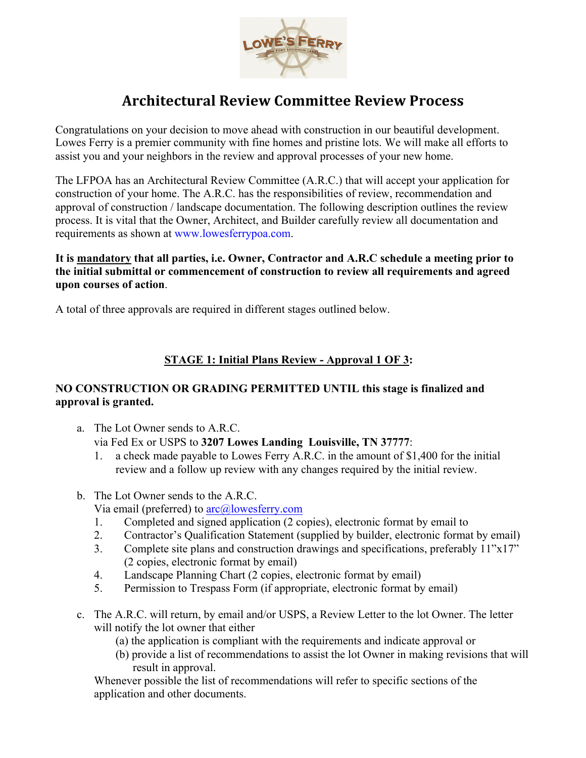# Architectural Review Committee Review Process

Congratulations on your decision to move ahead with construction in our beautiful development. Lowes Ferry is a premier community with fine homes and pristine lots. We will make all efforts to assist you and your neighbors in the review and approval processes of your new home.

The LFPOA has an Architectural Review Committee (A.R.C.) that will accept your application for construction of your home. The A.R.C. has the responsibilities of review, recommendation and approval of construction / landscape documentation. The following description outlines the review process. It is vital that the Owner, Architect, and Builder carefully review all documentation and requirements as shown at www.lowesferrypoa.com.

**It is mandatory that all parties, i.e. Owner, Contractor and A.R.C schedule a meeting prior to the initial submittal or commencement of construction to review all requirements and agreed upon courses of action**.

A total of three approvals are required in different stages outlined below.

## STAGE 1: Initial Plans Review - Approval 1 OF 3:

**NO CONSTRUCTION OR GRADING PERMITTED UNTIL this stage is finalized and approval is granted.**

a. The Lot Owner sends to A.R.C.
   via Fed Ex or USPS to **3207 Lowes Landing Louisville, TN 37777**:
   1. a check made payable to Lowes Ferry A.R.C. in the amount of $1,400 for the initial review and a follow up review with any changes required by the initial review.

b. The Lot Owner sends to the A.R.C.
   Via email (preferred) to arc@lowesferry.com
   1. Completed and signed application (2 copies), electronic format by email to
   2. Contractor's Qualification Statement (supplied by builder, electronic format by email)
   3. Complete site plans and construction drawings and specifications, preferably 11"x17" (2 copies, electronic format by email)
   4. Landscape Planning Chart (2 copies, electronic format by email)
   5. Permission to Trespass Form (if appropriate, electronic format by email)

c. The A.R.C. will return, by email and/or USPS, a Review Letter to the lot Owner. The letter will notify the lot owner that either
   (a) the application is compliant with the requirements and indicate approval or
   (b) provide a list of recommendations to assist the lot Owner in making revisions that will result in approval.
   
   Whenever possible the list of recommendations will refer to specific sections of the application and other documents.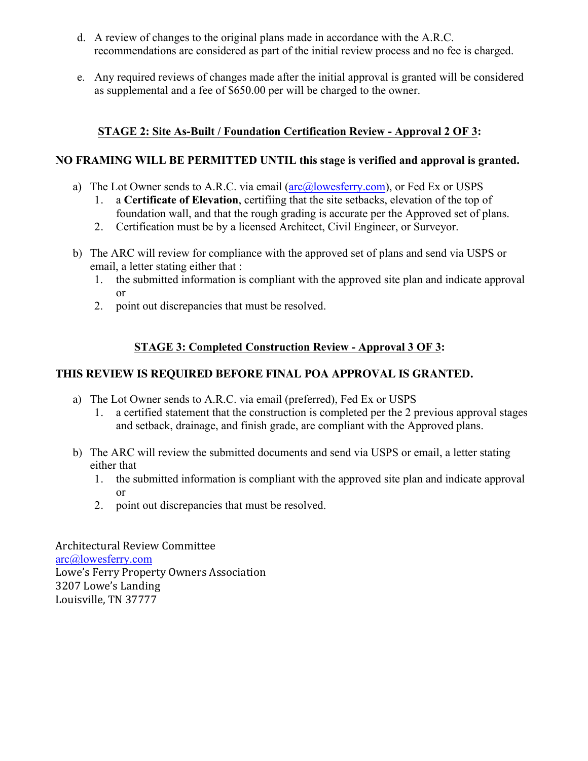d. A review of changes to the original plans made in accordance with the A.R.C. recommendations are considered as part of the initial review process and no fee is charged.

e. Any required reviews of changes made after the initial approval is granted will be considered as supplemental and a fee of $650.00 per will be charged to the owner.

## STAGE 2: Site As-Built / Foundation Certification Review - Approval 2 OF 3:

**NO FRAMING WILL BE PERMITTED UNTIL this stage is verified and approval is granted.**

a) The Lot Owner sends to A.R.C. via email (arc@lowesferry.com), or Fed Ex or USPS
   1. a **Certificate of Elevation**, certifiing that the site setbacks, elevation of the top of foundation wall, and that the rough grading is accurate per the Approved set of plans.
   2. Certification must be by a licensed Architect, Civil Engineer, or Surveyor.

b) The ARC will review for compliance with the approved set of plans and send via USPS or email, a letter stating either that :
   1. the submitted information is compliant with the approved site plan and indicate approval or
   2. point out discrepancies that must be resolved.

## STAGE 3: Completed Construction Review - Approval 3 OF 3:

**THIS REVIEW IS REQUIRED BEFORE FINAL POA APPROVAL IS GRANTED.**

a) The Lot Owner sends to A.R.C. via email (preferred), Fed Ex or USPS
   1. a certified statement that the construction is completed per the 2 previous approval stages and setback, drainage, and finish grade, are compliant with the Approved plans.

b) The ARC will review the submitted documents and send via USPS or email, a letter stating either that
   1. the submitted information is compliant with the approved site plan and indicate approval or
   2. point out discrepancies that must be resolved.

Architectural Review Committee
arc@lowesferry.com
Lowe's Ferry Property Owners Association
3207 Lowe's Landing
Louisville, TN 37777